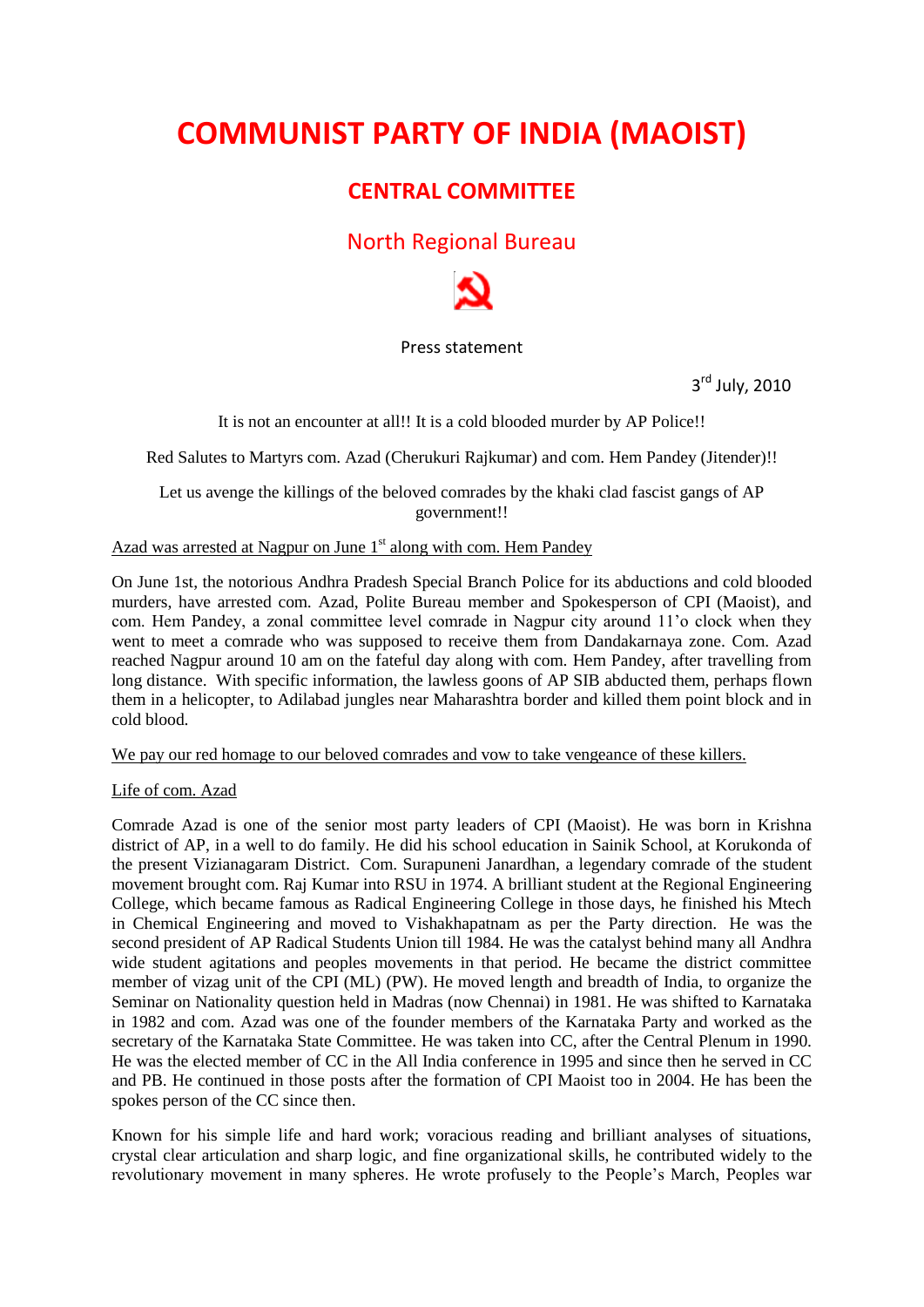# COMMUNIST PARTY OF INDIA (MAOIST)

## CENTRAL COMMITTEE

### North Regional Bureau

Press statement

3rd July, 2010

It is not an encounter at all!! It is a cold blooded murder by AP Police!!

Red Salutes to Martyrs com. Azad (Cherukuri Rajkumar) and com. Hem Pandey (Jitender)!!

Let us avenge the killings of the beloved comrades by the khaki clad fascist gangs of AP government!!

Azad was arrested at Nagpur on June 1st along with com. Hem Pandey

On June 1st, the notorious Andhra Pradesh Special Branch Police for its abductions and cold blooded murders, have arrested com. Azad, Polite Bureau member and Spokesperson of CPI (Maoist), and com. Hem Pandey, a zonal committee level comrade in Nagpur city around 11'o clock when they went to meet a comrade who was supposed to receive them from Dandakarnaya zone. Com. Azad reached Nagpur around 10 am on the fateful day along with com. Hem Pandey, after travelling from long distance. With specific information, the lawless goons of AP SIB abducted them, perhaps flown them in a helicopter, to Adilabad jungles near Maharashtra border and killed them point block and in cold blood.

We pay our red homage to our beloved comrades and vow to take vengeance of these killers.

Life of com. Azad

Comrade Azad is one of the senior most party leaders of CPI (Maoist). He was born in Krishna district of AP, in a well to do family. He did his school education in Sainik School, at Korukonda of the present Vizianagaram District. Com. Surapuneni Janardhan, a legendary comrade of the student movement brought com. Raj Kumar into RSU in 1974. A brilliant student at the Regional Engineering College, which became famous as Radical Engineering College in those days, he finished his Mtech in Chemical Engineering and moved to Vishakhapatnam as per the Party direction. He was the second president of AP Radical Students Union till 1984. He was the catalyst behind many all Andhra wide student agitations and peoples movements in that period. He became the district committee member of vizag unit of the CPI (ML) (PW). He moved length and breadth of India, to organize the Seminar on Nationality question held in Madras (now Chennai) in 1981. He was shifted to Karnataka in 1982 and com. Azad was one of the founder members of the Karnataka Party and worked as the secretary of the Karnataka State Committee. He was taken into CC, after the Central Plenum in 1990. He was the elected member of CC in the All India conference in 1995 and since then he served in CC and PB. He continued in those posts after the formation of CPI Maoist too in 2004. He has been the spokes person of the CC since then.

Known for his simple life and hard work; voracious reading and brilliant analyses of situations, crystal clear articulation and sharp logic, and fine organizational skills, he contributed widely to the revolutionary movement in many spheres. He wrote profusely to the People's March, Peoples war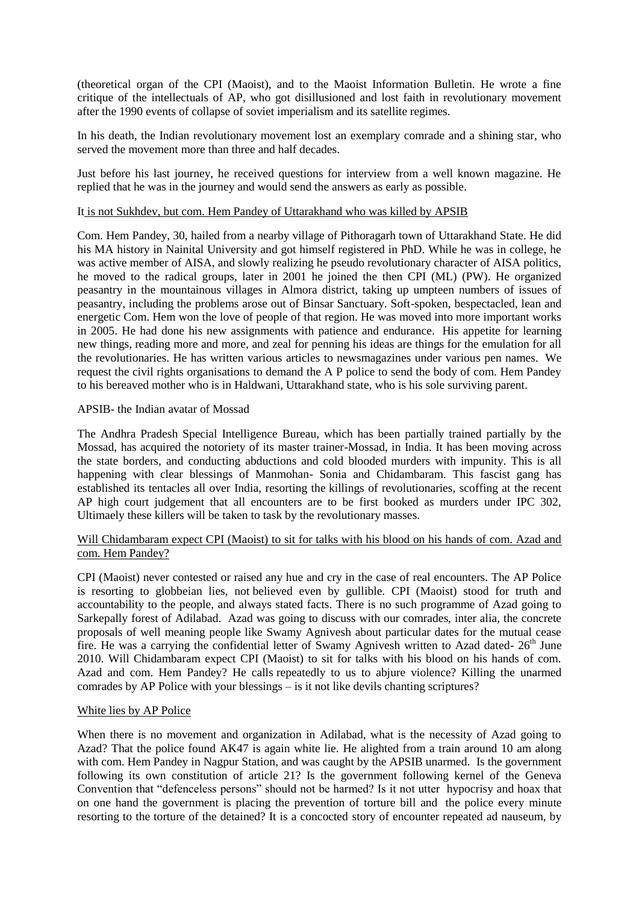(theoretical organ of the CPI (Maoist), and to the Maoist Information Bulletin. He wrote a fine critique of the intellectuals of AP, who got disillusioned and lost faith in revolutionary movement after the 1990 events of collapse of soviet imperialism and its satellite regimes.

In his death, the Indian revolutionary movement lost an exemplary comrade and a shining star, who served the movement more than three and half decades.

Just before his last journey, he received questions for interview from a well known magazine. He replied that he was in the journey and would send the answers as early as possible.

## It is not Sukhdev, but com. Hem Pandey of Uttarakhand who was killed by APSIB

Com. Hem Pandey, 30, hailed from a nearby village of Pithoragarh town of Uttarakhand State. He did his MA history in Nainital University and got himself registered in PhD. While he was in college, he was active member of AISA, and slowly realizing he pseudo revolutionary character of AISA politics, he moved to the radical groups, later in 2001 he joined the then CPI (ML) (PW). He organized peasantry in the mountainous villages in Almora district, taking up umpteen numbers of issues of peasantry, including the problems arose out of Binsar Sanctuary. Soft-spoken, bespectacled, lean and energetic Com. Hem won the love of people of that region. He was moved into more important works in 2005. He had done his new assignments with patience and endurance. His appetite for learning new things, reading more and more, and zeal for penning his ideas are things for the emulation for all the revolutionaries. He has written various articles to newsmagazines under various pen names. We request the civil rights organisations to demand the A P police to send the body of com. Hem Pandey to his bereaved mother who is in Haldwani, Uttarakhand state, who is his sole surviving parent.

## APSIB- the Indian avatar of Mossad

The Andhra Pradesh Special Intelligence Bureau, which has been partially trained partially by the Mossad, has acquired the notoriety of its master trainer-Mossad, in India. It has been moving across the state borders, and conducting abductions and cold blooded murders with impunity. This is all happening with clear blessings of Manmohan- Sonia and Chidambaram. This fascist gang has established its tentacles all over India, resorting the killings of revolutionaries, scoffing at the recent AP high court judgement that all encounters are to be first booked as murders under IPC 302, Ultimaely these killers will be taken to task by the revolutionary masses.

## Will Chidambaram expect CPI (Maoist) to sit for talks with his blood on his hands of com. Azad and com. Hem Pandey?

CPI (Maoist) never contested or raised any hue and cry in the case of real encounters. The AP Police is resorting to globbeian lies, not believed even by gullible. CPI (Maoist) stood for truth and accountability to the people, and always stated facts. There is no such programme of Azad going to Sarkepally forest of Adilabad. Azad was going to discuss with our comrades, inter alia, the concrete proposals of well meaning people like Swamy Agnivesh about particular dates for the mutual cease fire. He was a carrying the confidential letter of Swamy Agnivesh written to Azad dated- 26th June 2010. Will Chidambaram expect CPI (Maoist) to sit for talks with his blood on his hands of com. Azad and com. Hem Pandey? He calls repeatedly to us to abjure violence? Killing the unarmed comrades by AP Police with your blessings – is it not like devils chanting scriptures?

## White lies by AP Police

When there is no movement and organization in Adilabad, what is the necessity of Azad going to Azad? That the police found AK47 is again white lie. He alighted from a train around 10 am along with com. Hem Pandey in Nagpur Station, and was caught by the APSIB unarmed. Is the government following its own constitution of article 21? Is the government following kernel of the Geneva Convention that "defenceless persons" should not be harmed? Is it not utter hypocrisy and hoax that on one hand the government is placing the prevention of torture bill and the police every minute resorting to the torture of the detained? It is a concocted story of encounter repeated ad nauseum, by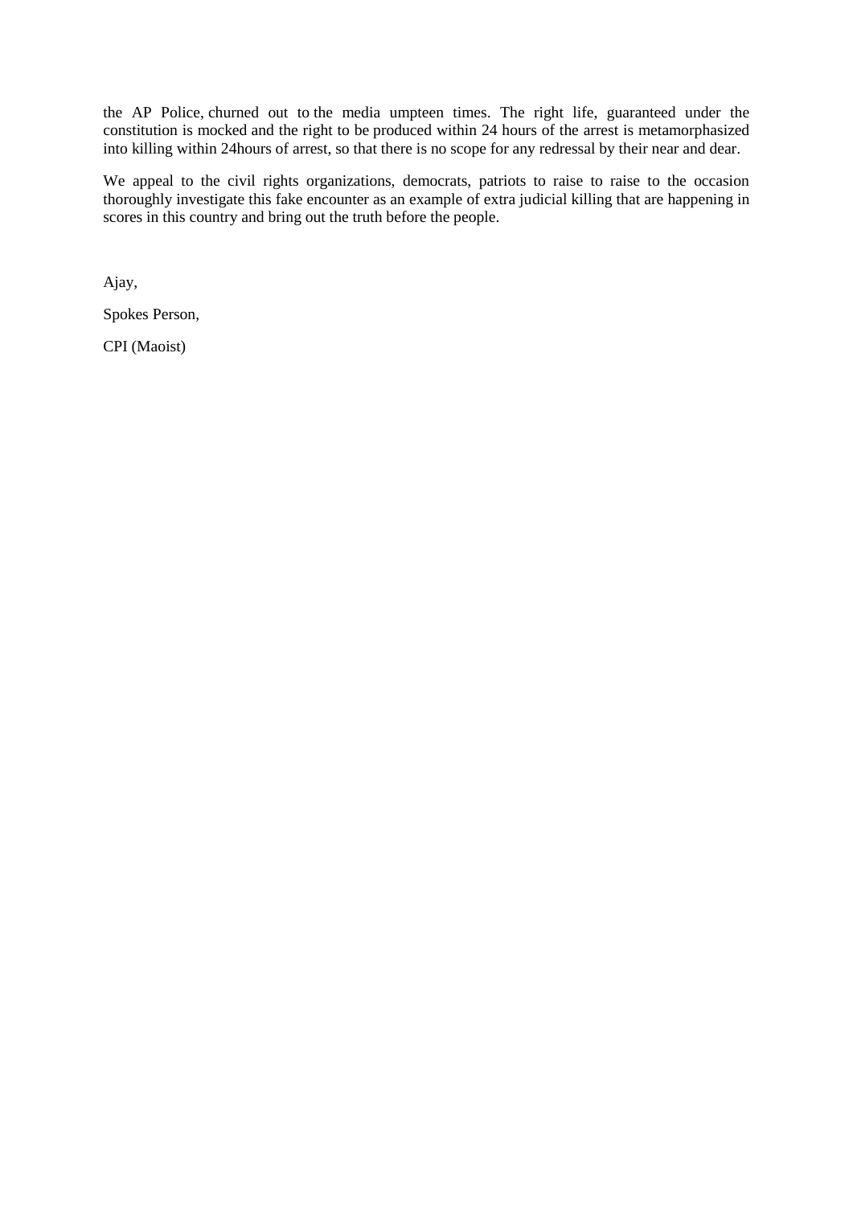the AP Police, churned out to the media umpteen times. The right life, guaranteed under the constitution is mocked and the right to be produced within 24 hours of the arrest is metamorphasized into killing within 24hours of arrest, so that there is no scope for any redressal by their near and dear.

We appeal to the civil rights organizations, democrats, patriots to raise to raise to the occasion thoroughly investigate this fake encounter as an example of extra judicial killing that are happening in scores in this country and bring out the truth before the people.

Ajay,

Spokes Person,

CPI (Maoist)